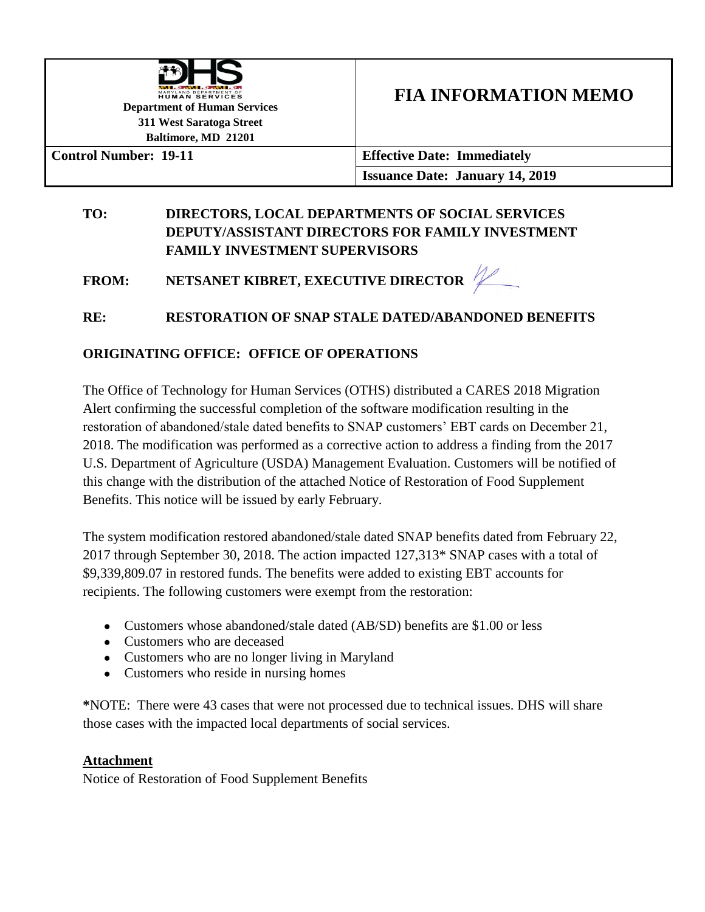| MARYLAND DEPARTMENT OF HUMAN SERVICES<br>**Department of Human Services**<br>**311 West Saratoga Street**<br>**Baltimore, MD 21201** | **FIA INFORMATION MEMO** |
| --- | --- |
| **Control Number: 19-11** | **Effective Date: Immediately** |
| | **Issuance Date: January 14, 2019** |

**TO:** DIRECTORS, LOCAL DEPARTMENTS OF SOCIAL SERVICES
DEPUTY/ASSISTANT DIRECTORS FOR FAMILY INVESTMENT
FAMILY INVESTMENT SUPERVISORS

**FROM:** NETSANET KIBRET, EXECUTIVE DIRECTOR

**RE:** RESTORATION OF SNAP STALE DATED/ABANDONED BENEFITS

**ORIGINATING OFFICE: OFFICE OF OPERATIONS**

The Office of Technology for Human Services (OTHS) distributed a CARES 2018 Migration Alert confirming the successful completion of the software modification resulting in the restoration of abandoned/stale dated benefits to SNAP customers' EBT cards on December 21, 2018. The modification was performed as a corrective action to address a finding from the 2017 U.S. Department of Agriculture (USDA) Management Evaluation. Customers will be notified of this change with the distribution of the attached Notice of Restoration of Food Supplement Benefits. This notice will be issued by early February.

The system modification restored abandoned/stale dated SNAP benefits dated from February 22, 2017 through September 30, 2018. The action impacted 127,313* SNAP cases with a total of $9,339,809.07 in restored funds. The benefits were added to existing EBT accounts for recipients. The following customers were exempt from the restoration:

- Customers whose abandoned/stale dated (AB/SD) benefits are $1.00 or less
- Customers who are deceased
- Customers who are no longer living in Maryland
- Customers who reside in nursing homes

**\***NOTE: There were 43 cases that were not processed due to technical issues. DHS will share those cases with the impacted local departments of social services.

**Attachment**

Notice of Restoration of Food Supplement Benefits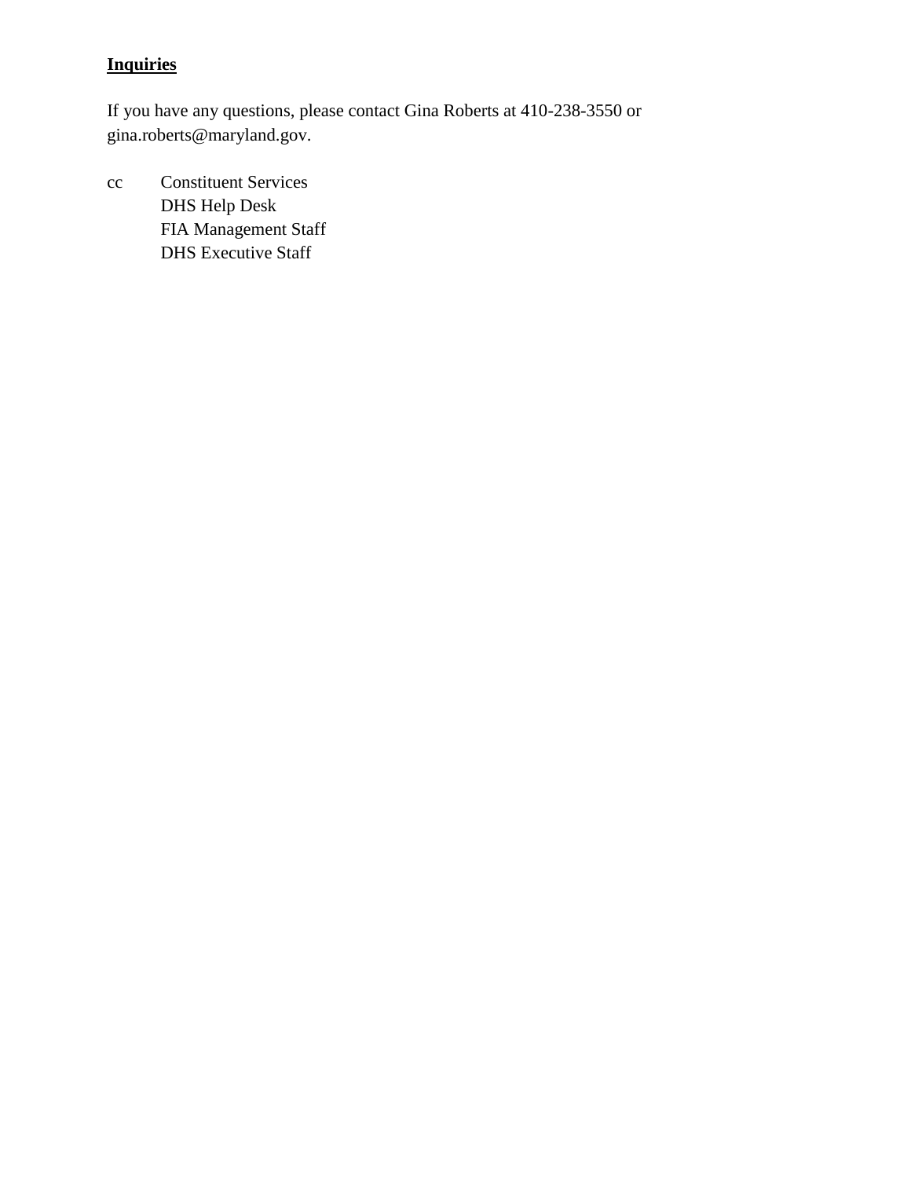**Inquiries**

If you have any questions, please contact Gina Roberts at 410-238-3550 or gina.roberts@maryland.gov.

cc Constituent Services
DHS Help Desk
FIA Management Staff
DHS Executive Staff